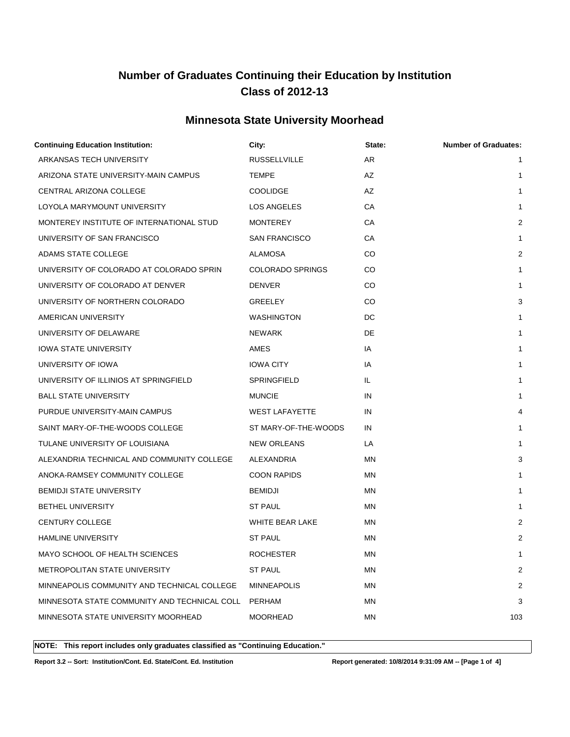# Number of Graduates Continuing their Education by Institution
# Class of 2012-13

## Minnesota State University Moorhead

| Continuing Education Institution: | City: | State: | Number of Graduates: |
|---|---|---|---|
| ARKANSAS TECH UNIVERSITY | RUSSELLVILLE | AR | 1 |
| ARIZONA STATE UNIVERSITY-MAIN CAMPUS | TEMPE | AZ | 1 |
| CENTRAL ARIZONA COLLEGE | COOLIDGE | AZ | 1 |
| LOYOLA MARYMOUNT UNIVERSITY | LOS ANGELES | CA | 1 |
| MONTEREY INSTITUTE OF INTERNATIONAL STUD | MONTEREY | CA | 2 |
| UNIVERSITY OF SAN FRANCISCO | SAN FRANCISCO | CA | 1 |
| ADAMS STATE COLLEGE | ALAMOSA | CO | 2 |
| UNIVERSITY OF COLORADO AT COLORADO SPRIN | COLORADO SPRINGS | CO | 1 |
| UNIVERSITY OF COLORADO AT DENVER | DENVER | CO | 1 |
| UNIVERSITY OF NORTHERN COLORADO | GREELEY | CO | 3 |
| AMERICAN UNIVERSITY | WASHINGTON | DC | 1 |
| UNIVERSITY OF DELAWARE | NEWARK | DE | 1 |
| IOWA STATE UNIVERSITY | AMES | IA | 1 |
| UNIVERSITY OF IOWA | IOWA CITY | IA | 1 |
| UNIVERSITY OF ILLINIOS AT SPRINGFIELD | SPRINGFIELD | IL | 1 |
| BALL STATE UNIVERSITY | MUNCIE | IN | 1 |
| PURDUE UNIVERSITY-MAIN CAMPUS | WEST LAFAYETTE | IN | 4 |
| SAINT MARY-OF-THE-WOODS COLLEGE | ST MARY-OF-THE-WOODS | IN | 1 |
| TULANE UNIVERSITY OF LOUISIANA | NEW ORLEANS | LA | 1 |
| ALEXANDRIA TECHNICAL AND COMMUNITY COLLEGE | ALEXANDRIA | MN | 3 |
| ANOKA-RAMSEY COMMUNITY COLLEGE | COON RAPIDS | MN | 1 |
| BEMIDJI STATE UNIVERSITY | BEMIDJI | MN | 1 |
| BETHEL UNIVERSITY | ST PAUL | MN | 1 |
| CENTURY COLLEGE | WHITE BEAR LAKE | MN | 2 |
| HAMLINE UNIVERSITY | ST PAUL | MN | 2 |
| MAYO SCHOOL OF HEALTH SCIENCES | ROCHESTER | MN | 1 |
| METROPOLITAN STATE UNIVERSITY | ST PAUL | MN | 2 |
| MINNEAPOLIS COMMUNITY AND TECHNICAL COLLEGE | MINNEAPOLIS | MN | 2 |
| MINNESOTA STATE COMMUNITY AND TECHNICAL COLL | PERHAM | MN | 3 |
| MINNESOTA STATE UNIVERSITY MOORHEAD | MOORHEAD | MN | 103 |

**NOTE: This report includes only graduates classified as "Continuing Education."**

**Report 3.2 -- Sort: Institution/Cont. Ed. State/Cont. Ed. Institution** **Report generated: 10/8/2014 9:31:09 AM**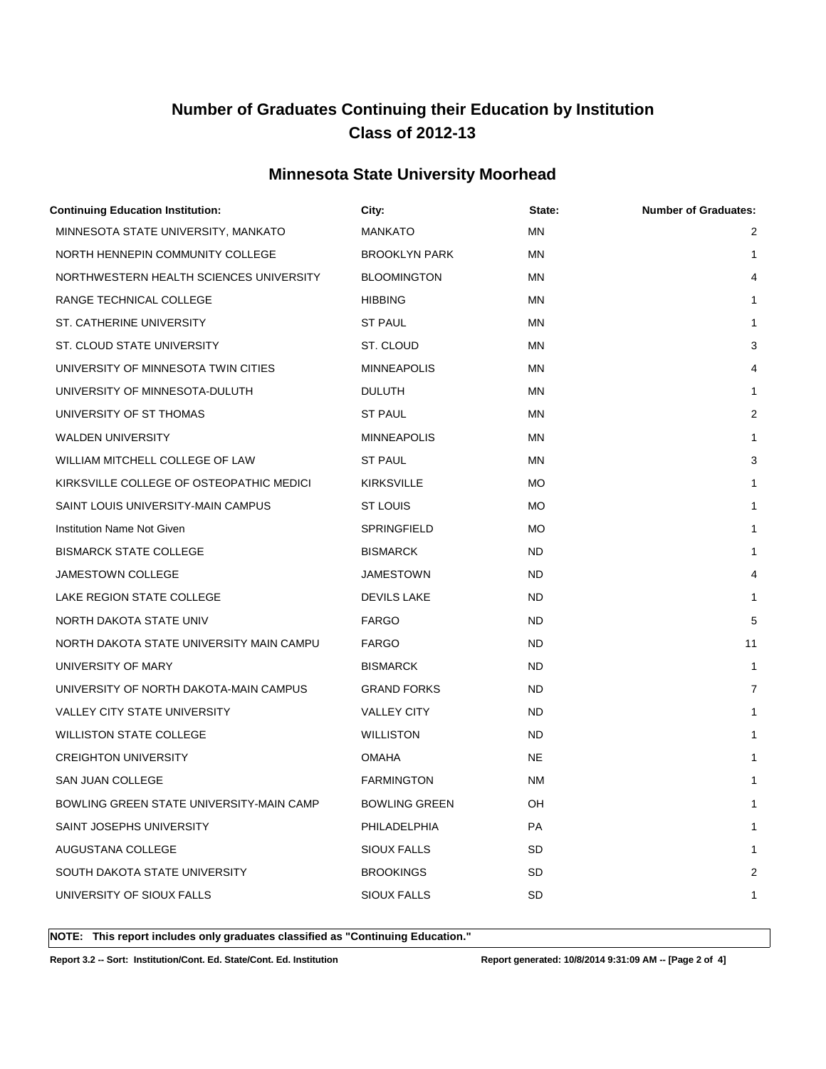# Number of Graduates Continuing their Education by Institution
# Class of 2012-13

## Minnesota State University Moorhead

| Continuing Education Institution: | City: | State: | Number of Graduates: |
|---|---|---|---|
| MINNESOTA STATE UNIVERSITY, MANKATO | MANKATO | MN | 2 |
| NORTH HENNEPIN COMMUNITY COLLEGE | BROOKLYN PARK | MN | 1 |
| NORTHWESTERN HEALTH SCIENCES UNIVERSITY | BLOOMINGTON | MN | 4 |
| RANGE TECHNICAL COLLEGE | HIBBING | MN | 1 |
| ST. CATHERINE UNIVERSITY | ST PAUL | MN | 1 |
| ST. CLOUD STATE UNIVERSITY | ST. CLOUD | MN | 3 |
| UNIVERSITY OF MINNESOTA TWIN CITIES | MINNEAPOLIS | MN | 4 |
| UNIVERSITY OF MINNESOTA-DULUTH | DULUTH | MN | 1 |
| UNIVERSITY OF ST THOMAS | ST PAUL | MN | 2 |
| WALDEN UNIVERSITY | MINNEAPOLIS | MN | 1 |
| WILLIAM MITCHELL COLLEGE OF LAW | ST PAUL | MN | 3 |
| KIRKSVILLE COLLEGE OF OSTEOPATHIC MEDICI | KIRKSVILLE | MO | 1 |
| SAINT LOUIS UNIVERSITY-MAIN CAMPUS | ST LOUIS | MO | 1 |
| Institution Name Not Given | SPRINGFIELD | MO | 1 |
| BISMARCK STATE COLLEGE | BISMARCK | ND | 1 |
| JAMESTOWN COLLEGE | JAMESTOWN | ND | 4 |
| LAKE REGION STATE COLLEGE | DEVILS LAKE | ND | 1 |
| NORTH DAKOTA STATE UNIV | FARGO | ND | 5 |
| NORTH DAKOTA STATE UNIVERSITY MAIN CAMPU | FARGO | ND | 11 |
| UNIVERSITY OF MARY | BISMARCK | ND | 1 |
| UNIVERSITY OF NORTH DAKOTA-MAIN CAMPUS | GRAND FORKS | ND | 7 |
| VALLEY CITY STATE UNIVERSITY | VALLEY CITY | ND | 1 |
| WILLISTON STATE COLLEGE | WILLISTON | ND | 1 |
| CREIGHTON UNIVERSITY | OMAHA | NE | 1 |
| SAN JUAN COLLEGE | FARMINGTON | NM | 1 |
| BOWLING GREEN STATE UNIVERSITY-MAIN CAMP | BOWLING GREEN | OH | 1 |
| SAINT JOSEPHS UNIVERSITY | PHILADELPHIA | PA | 1 |
| AUGUSTANA COLLEGE | SIOUX FALLS | SD | 1 |
| SOUTH DAKOTA STATE UNIVERSITY | BROOKINGS | SD | 2 |
| UNIVERSITY OF SIOUX FALLS | SIOUX FALLS | SD | 1 |

**NOTE: This report includes only graduates classified as "Continuing Education."**

**Report 3.2 -- Sort: Institution/Cont. Ed. State/Cont. Ed. Institution** **Report generated: 10/8/2014 9:31:09 AM**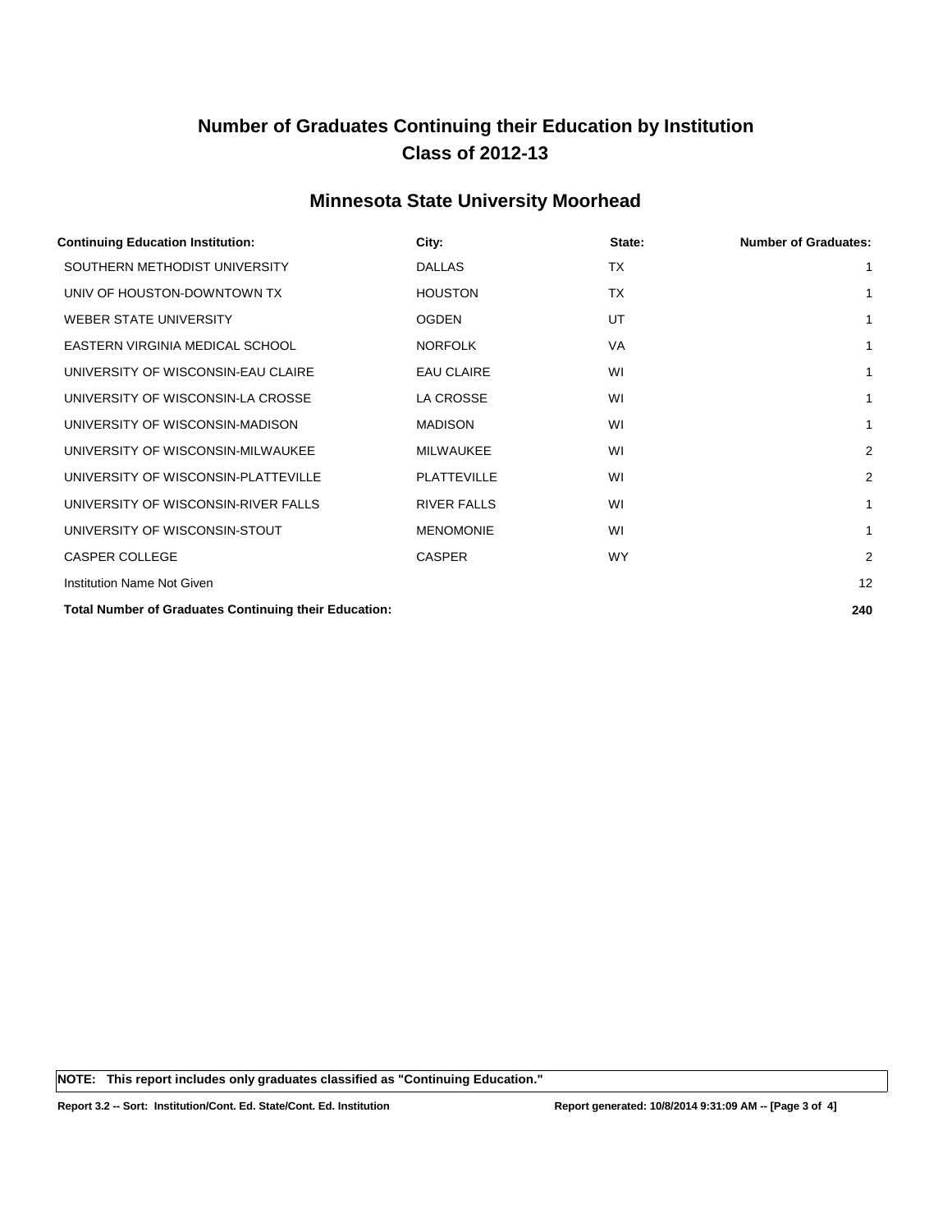# Number of Graduates Continuing their Education by Institution
# Class of 2012-13

## Minnesota State University Moorhead

| Continuing Education Institution: | City: | State: | Number of Graduates: |
|---|---|---|---|
| SOUTHERN METHODIST UNIVERSITY | DALLAS | TX | 1 |
| UNIV OF HOUSTON-DOWNTOWN TX | HOUSTON | TX | 1 |
| WEBER STATE UNIVERSITY | OGDEN | UT | 1 |
| EASTERN VIRGINIA MEDICAL SCHOOL | NORFOLK | VA | 1 |
| UNIVERSITY OF WISCONSIN-EAU CLAIRE | EAU CLAIRE | WI | 1 |
| UNIVERSITY OF WISCONSIN-LA CROSSE | LA CROSSE | WI | 1 |
| UNIVERSITY OF WISCONSIN-MADISON | MADISON | WI | 1 |
| UNIVERSITY OF WISCONSIN-MILWAUKEE | MILWAUKEE | WI | 2 |
| UNIVERSITY OF WISCONSIN-PLATTEVILLE | PLATTEVILLE | WI | 2 |
| UNIVERSITY OF WISCONSIN-RIVER FALLS | RIVER FALLS | WI | 1 |
| UNIVERSITY OF WISCONSIN-STOUT | MENOMONIE | WI | 1 |
| CASPER COLLEGE | CASPER | WY | 2 |
| Institution Name Not Given | | | 12 |
| **Total Number of Graduates Continuing their Education:** | | | **240** |

**NOTE: This report includes only graduates classified as "Continuing Education."**

**Report 3.2 -- Sort: Institution/Cont. Ed. State/Cont. Ed. Institution** **Report generated: 10/8/2014 9:31:09 AM**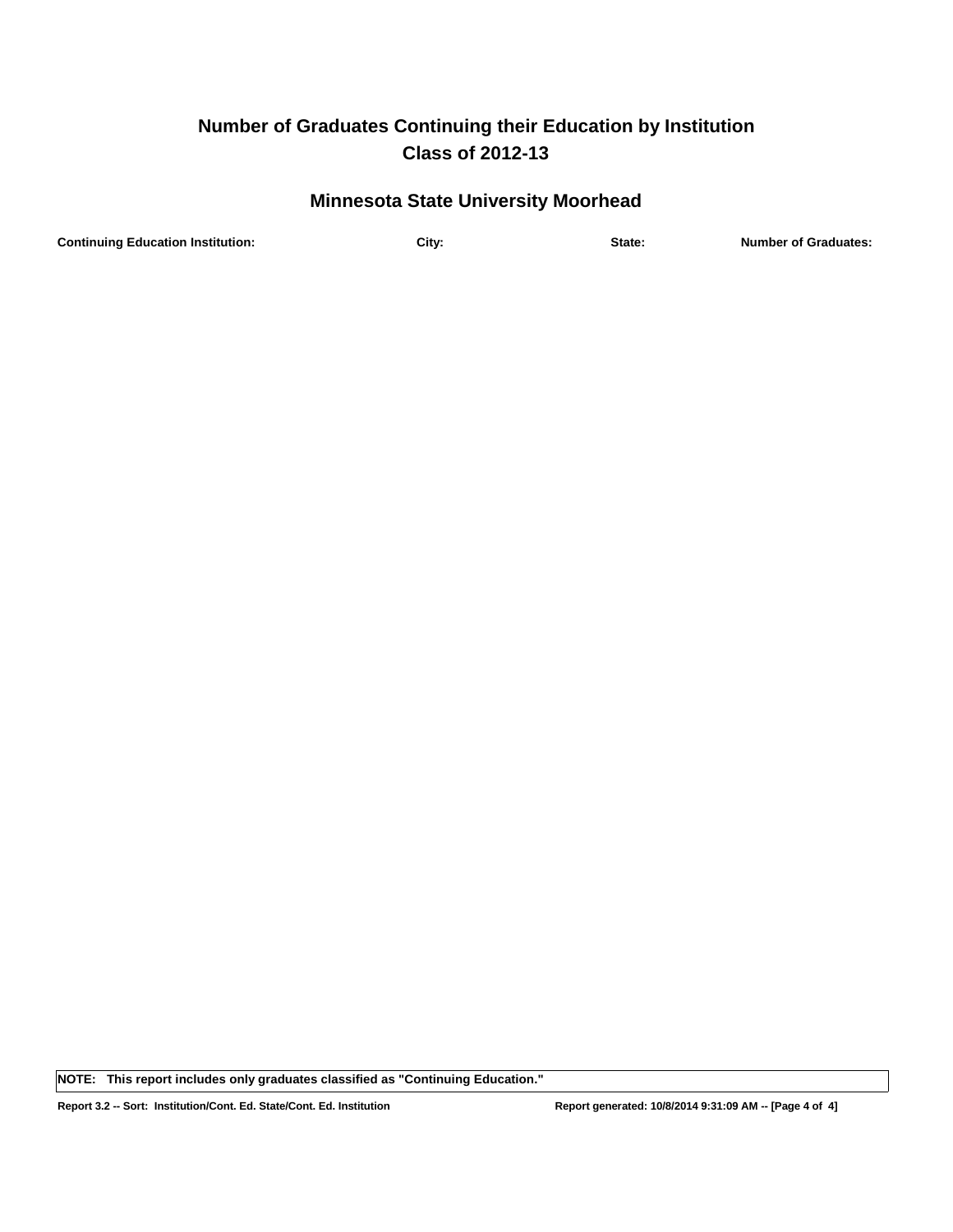# Number of Graduates Continuing their Education by Institution
## Class of 2012-13

## Minnesota State University Moorhead

| Continuing Education Institution: | City: | State: | Number of Graduates: |
|---|---|---|---|

**NOTE: This report includes only graduates classified as "Continuing Education."**

Report 3.2 -- Sort: Institution/Cont. Ed. State/Cont. Ed. Institution

Report generated: 10/8/2014 9:31:09 AM